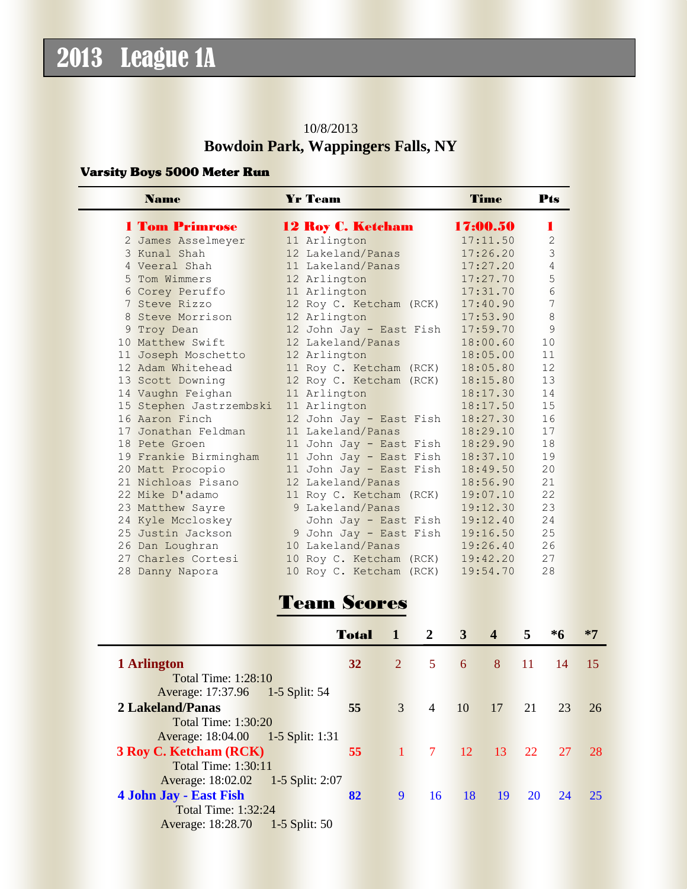# 2013 League 1A

10/8/2013

**Bowdoin Park, Wappingers Falls, NY**

### Varsity Boys 5000 Meter Run

| Place | Name | Yr | Team | Time | Pts |
|---|---|---|---|---|---|
| **1** | **Tom Primrose** | **12** | **Roy C. Ketcham** | **17:00.50** | **1** |
| 2 | James Asselmeyer | 11 | Arlington | 17:11.50 | 2 |
| 3 | Kunal Shah | 12 | Lakeland/Panas | 17:26.20 | 3 |
| 4 | Veeral Shah | 11 | Lakeland/Panas | 17:27.20 | 4 |
| 5 | Tom Wimmers | 12 | Arlington | 17:27.70 | 5 |
| 6 | Corey Peruffo | 11 | Arlington | 17:31.70 | 6 |
| 7 | Steve Rizzo | 12 | Roy C. Ketcham (RCK) | 17:40.90 | 7 |
| 8 | Steve Morrison | 12 | Arlington | 17:53.90 | 8 |
| 9 | Troy Dean | 12 | John Jay - East Fish | 17:59.70 | 9 |
| 10 | Matthew Swift | 12 | Lakeland/Panas | 18:00.60 | 10 |
| 11 | Joseph Moschetto | 12 | Arlington | 18:05.00 | 11 |
| 12 | Adam Whitehead | 11 | Roy C. Ketcham (RCK) | 18:05.80 | 12 |
| 13 | Scott Downing | 12 | Roy C. Ketcham (RCK) | 18:15.80 | 13 |
| 14 | Vaughn Feighan | 11 | Arlington | 18:17.30 | 14 |
| 15 | Stephen Jastrzembski | 11 | Arlington | 18:17.50 | 15 |
| 16 | Aaron Finch | 12 | John Jay - East Fish | 18:27.30 | 16 |
| 17 | Jonathan Feldman | 11 | Lakeland/Panas | 18:29.10 | 17 |
| 18 | Pete Groen | 11 | John Jay - East Fish | 18:29.90 | 18 |
| 19 | Frankie Birmingham | 11 | John Jay - East Fish | 18:37.10 | 19 |
| 20 | Matt Procopio | 11 | John Jay - East Fish | 18:49.50 | 20 |
| 21 | Nichloas Pisano | 12 | Lakeland/Panas | 18:56.90 | 21 |
| 22 | Mike D'adamo | 11 | Roy C. Ketcham (RCK) | 19:07.10 | 22 |
| 23 | Matthew Sayre | 9 | Lakeland/Panas | 19:12.30 | 23 |
| 24 | Kyle Mccloskey | | John Jay - East Fish | 19:12.40 | 24 |
| 25 | Justin Jackson | 9 | John Jay - East Fish | 19:16.50 | 25 |
| 26 | Dan Loughran | 10 | Lakeland/Panas | 19:26.40 | 26 |
| 27 | Charles Cortesi | 10 | Roy C. Ketcham (RCK) | 19:42.20 | 27 |
| 28 | Danny Napora | 10 | Roy C. Ketcham (RCK) | 19:54.70 | 28 |

## Team Scores

| Team | Total | 1 | 2 | 3 | 4 | 5 | *6 | *7 |
|---|---|---|---|---|---|---|---|---|
| **1 Arlington**<br>Total Time: 1:28:10<br>Average: 17:37.96 1-5 Split: 54 | **32** | 2 | 5 | 6 | 8 | 11 | 14 | 15 |
| **2 Lakeland/Panas**<br>Total Time: 1:30:20<br>Average: 18:04.00 1-5 Split: 1:31 | **55** | 3 | 4 | 10 | 17 | 21 | 23 | 26 |
| **3 Roy C. Ketcham (RCK)**<br>Total Time: 1:30:11<br>Average: 18:02.02 1-5 Split: 2:07 | **55** | 1 | 7 | 12 | 13 | 22 | 27 | 28 |
| **4 John Jay - East Fish**<br>Total Time: 1:32:24<br>Average: 18:28.70 1-5 Split: 50 | **82** | 9 | 16 | 18 | 19 | 20 | 24 | 25 |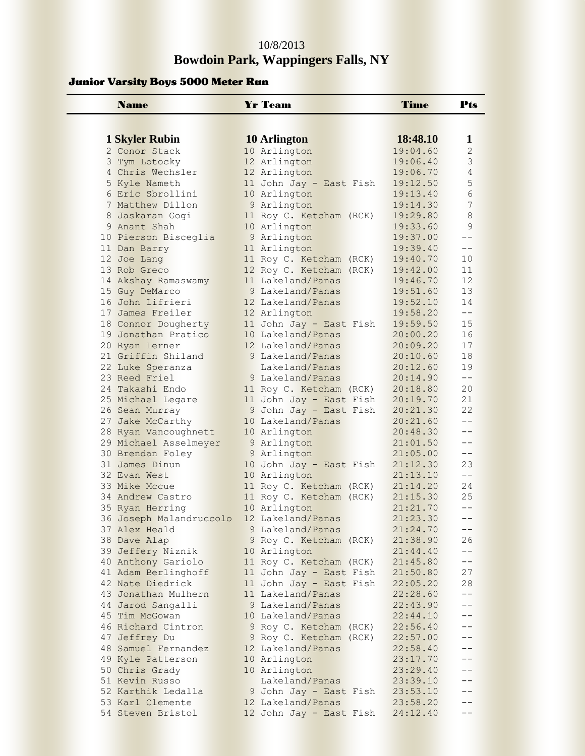10/8/2013

**Bowdoin Park, Wappingers Falls, NY**

### Junior Varsity Boys 5000 Meter Run

| | Name | Yr | Team | Time | Pts |
|---|---|---|---|---|---|
| **1** | **Skyler Rubin** | **10** | **Arlington** | **18:48.10** | **1** |
| 2 | Conor Stack | 10 | Arlington | 19:04.60 | 2 |
| 3 | Tym Lotocky | 12 | Arlington | 19:06.40 | 3 |
| 4 | Chris Wechsler | 12 | Arlington | 19:06.70 | 4 |
| 5 | Kyle Nameth | 11 | John Jay - East Fish | 19:12.50 | 5 |
| 6 | Eric Sbrollini | 10 | Arlington | 19:13.40 | 6 |
| 7 | Matthew Dillon | 9 | Arlington | 19:14.30 | 7 |
| 8 | Jaskaran Gogi | 11 | Roy C. Ketcham (RCK) | 19:29.80 | 8 |
| 9 | Anant Shah | 10 | Arlington | 19:33.60 | 9 |
| 10 | Pierson Bisceglia | 9 | Arlington | 19:37.00 | -- |
| 11 | Dan Barry | 11 | Arlington | 19:39.40 | -- |
| 12 | Joe Lang | 11 | Roy C. Ketcham (RCK) | 19:40.70 | 10 |
| 13 | Rob Greco | 12 | Roy C. Ketcham (RCK) | 19:42.00 | 11 |
| 14 | Akshay Ramaswamy | 11 | Lakeland/Panas | 19:46.70 | 12 |
| 15 | Guy DeMarco | 9 | Lakeland/Panas | 19:51.60 | 13 |
| 16 | John Lifrieri | 12 | Lakeland/Panas | 19:52.10 | 14 |
| 17 | James Freiler | 12 | Arlington | 19:58.20 | -- |
| 18 | Connor Dougherty | 11 | John Jay - East Fish | 19:59.50 | 15 |
| 19 | Jonathan Pratico | 10 | Lakeland/Panas | 20:00.20 | 16 |
| 20 | Ryan Lerner | 12 | Lakeland/Panas | 20:09.20 | 17 |
| 21 | Griffin Shiland | 9 | Lakeland/Panas | 20:10.60 | 18 |
| 22 | Luke Speranza | | Lakeland/Panas | 20:12.60 | 19 |
| 23 | Reed Friel | 9 | Lakeland/Panas | 20:14.90 | -- |
| 24 | Takashi Endo | 11 | Roy C. Ketcham (RCK) | 20:18.80 | 20 |
| 25 | Michael Legare | 11 | John Jay - East Fish | 20:19.70 | 21 |
| 26 | Sean Murray | 9 | John Jay - East Fish | 20:21.30 | 22 |
| 27 | Jake McCarthy | 10 | Lakeland/Panas | 20:21.60 | -- |
| 28 | Ryan Vancoughnett | 10 | Arlington | 20:48.30 | -- |
| 29 | Michael Asselmeyer | 9 | Arlington | 21:01.50 | -- |
| 30 | Brendan Foley | 9 | Arlington | 21:05.00 | -- |
| 31 | James Dinun | 10 | John Jay - East Fish | 21:12.30 | 23 |
| 32 | Evan West | 10 | Arlington | 21:13.10 | -- |
| 33 | Mike Mccue | 11 | Roy C. Ketcham (RCK) | 21:14.20 | 24 |
| 34 | Andrew Castro | 11 | Roy C. Ketcham (RCK) | 21:15.30 | 25 |
| 35 | Ryan Herring | 10 | Arlington | 21:21.70 | -- |
| 36 | Joseph Malandruccolo | 12 | Lakeland/Panas | 21:23.30 | -- |
| 37 | Alex Heald | 9 | Lakeland/Panas | 21:24.70 | -- |
| 38 | Dave Alap | 9 | Roy C. Ketcham (RCK) | 21:38.90 | 26 |
| 39 | Jeffery Niznik | 10 | Arlington | 21:44.40 | -- |
| 40 | Anthony Gariolo | 11 | Roy C. Ketcham (RCK) | 21:45.80 | -- |
| 41 | Adam Berlinghoff | 11 | John Jay - East Fish | 21:50.80 | 27 |
| 42 | Nate Diedrick | 11 | John Jay - East Fish | 22:05.20 | 28 |
| 43 | Jonathan Mulhern | 11 | Lakeland/Panas | 22:28.60 | -- |
| 44 | Jarod Sangalli | 9 | Lakeland/Panas | 22:43.90 | -- |
| 45 | Tim McGowan | 10 | Lakeland/Panas | 22:44.10 | -- |
| 46 | Richard Cintron | 9 | Roy C. Ketcham (RCK) | 22:56.40 | -- |
| 47 | Jeffrey Du | 9 | Roy C. Ketcham (RCK) | 22:57.00 | -- |
| 48 | Samuel Fernandez | 12 | Lakeland/Panas | 22:58.40 | -- |
| 49 | Kyle Patterson | 10 | Arlington | 23:17.70 | -- |
| 50 | Chris Grady | 10 | Arlington | 23:29.40 | -- |
| 51 | Kevin Russo | | Lakeland/Panas | 23:39.10 | -- |
| 52 | Karthik Ledalla | 9 | John Jay - East Fish | 23:53.10 | -- |
| 53 | Karl Clemente | 12 | Lakeland/Panas | 23:58.20 | -- |
| 54 | Steven Bristol | 12 | John Jay - East Fish | 24:12.40 | -- |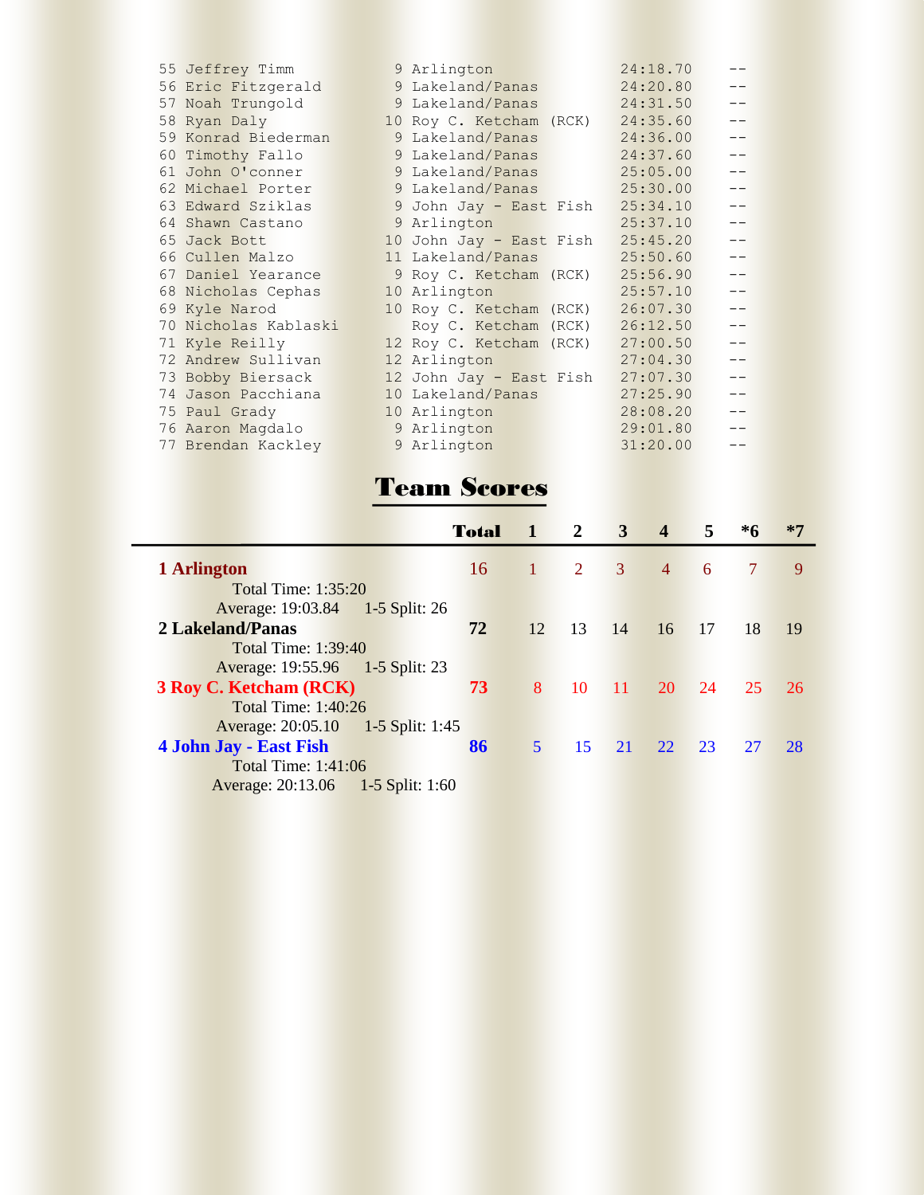```
55 Jeffrey Timm            9 Arlington              24:18.70    --
56 Eric Fitzgerald         9 Lakeland/Panas         24:20.80    --
57 Noah Trungold           9 Lakeland/Panas         24:31.50    --
58 Ryan Daly              10 Roy C. Ketcham (RCK)   24:35.60    --
59 Konrad Biederman        9 Lakeland/Panas         24:36.00    --
60 Timothy Fallo           9 Lakeland/Panas         24:37.60    --
61 John O'conner           9 Lakeland/Panas         25:05.00    --
62 Michael Porter          9 Lakeland/Panas         25:30.00    --
63 Edward Sziklas          9 John Jay - East Fish   25:34.10    --
64 Shawn Castano           9 Arlington              25:37.10    --
65 Jack Bott              10 John Jay - East Fish   25:45.20    --
66 Cullen Malzo           11 Lakeland/Panas         25:50.60    --
67 Daniel Yearance         9 Roy C. Ketcham (RCK)   25:56.90    --
68 Nicholas Cephas        10 Arlington              25:57.10    --
69 Kyle Narod             10 Roy C. Ketcham (RCK)   26:07.30    --
70 Nicholas Kablaski         Roy C. Ketcham (RCK)   26:12.50    --
71 Kyle Reilly            12 Roy C. Ketcham (RCK)   27:00.50    --
72 Andrew Sullivan        12 Arlington              27:04.30    --
73 Bobby Biersack         12 John Jay - East Fish   27:07.30    --
74 Jason Pacchiana        10 Lakeland/Panas         27:25.90    --
75 Paul Grady             10 Arlington              28:08.20    --
76 Aaron Magdalo           9 Arlington              29:01.80    --
77 Brendan Kackley         9 Arlington              31:20.00    --
```

## Team Scores

| | Total | 1 | 2 | 3 | 4 | 5 | *6 | *7 |
|---|---|---|---|---|---|---|---|---|
| **1 Arlington**<br>Total Time: 1:35:20<br>Average: 19:03.84 1-5 Split: 26 | 16 | 1 | 2 | 3 | 4 | 6 | 7 | 9 |
| **2 Lakeland/Panas**<br>Total Time: 1:39:40<br>Average: 19:55.96 1-5 Split: 23 | **72** | 12 | 13 | 14 | 16 | 17 | 18 | 19 |
| **3 Roy C. Ketcham (RCK)**<br>Total Time: 1:40:26<br>Average: 20:05.10 1-5 Split: 1:45 | **73** | 8 | 10 | 11 | 20 | 24 | 25 | 26 |
| **4 John Jay - East Fish**<br>Total Time: 1:41:06<br>Average: 20:13.06 1-5 Split: 1:60 | **86** | 5 | 15 | 21 | 22 | 23 | 27 | 28 |